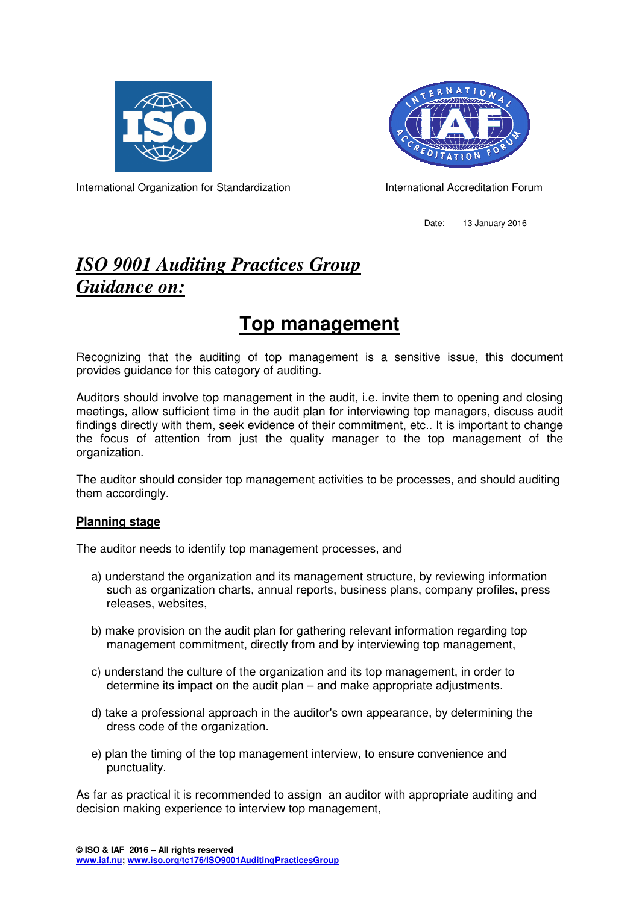International Organization for Standardization

International Accreditation Forum

Date: 13 January 2016

# *ISO 9001 Auditing Practices Group Guidance on:*

# Top management

Recognizing that the auditing of top management is a sensitive issue, this document provides guidance for this category of auditing.

Auditors should involve top management in the audit, i.e. invite them to opening and closing meetings, allow sufficient time in the audit plan for interviewing top managers, discuss audit findings directly with them, seek evidence of their commitment, etc.. It is important to change the focus of attention from just the quality manager to the top management of the organization.

The auditor should consider top management activities to be processes, and should auditing them accordingly.

## Planning stage

The auditor needs to identify top management processes, and

a) understand the organization and its management structure, by reviewing information such as organization charts, annual reports, business plans, company profiles, press releases, websites,

b) make provision on the audit plan for gathering relevant information regarding top management commitment, directly from and by interviewing top management,

c) understand the culture of the organization and its top management, in order to determine its impact on the audit plan – and make appropriate adjustments.

d) take a professional approach in the auditor's own appearance, by determining the dress code of the organization.

e) plan the timing of the top management interview, to ensure convenience and punctuality.

As far as practical it is recommended to assign an auditor with appropriate auditing and decision making experience to interview top management,

**© ISO & IAF 2016 – All rights reserved**
**www.iaf.nu; www.iso.org/tc176/ISO9001AuditingPracticesGroup**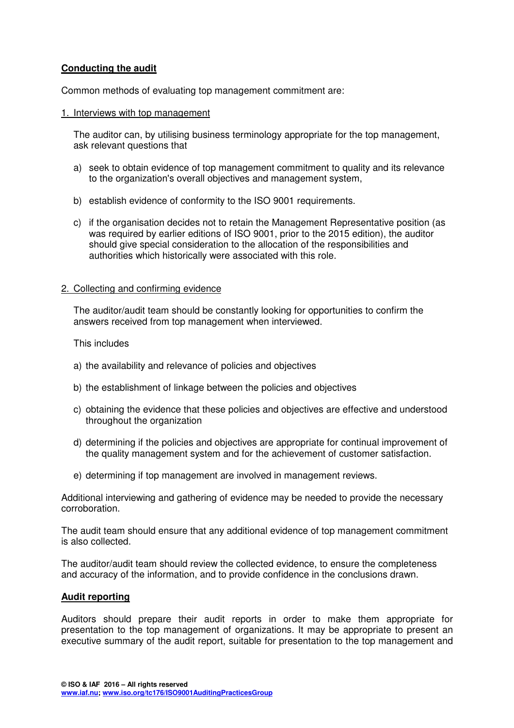**Conducting the audit**

Common methods of evaluating top management commitment are:

1. Interviews with top management

   The auditor can, by utilising business terminology appropriate for the top management, ask relevant questions that

   a) seek to obtain evidence of top management commitment to quality and its relevance to the organization's overall objectives and management system,

   b) establish evidence of conformity to the ISO 9001 requirements.

   c) if the organisation decides not to retain the Management Representative position (as was required by earlier editions of ISO 9001, prior to the 2015 edition), the auditor should give special consideration to the allocation of the responsibilities and authorities which historically were associated with this role.

2. Collecting and confirming evidence

   The auditor/audit team should be constantly looking for opportunities to confirm the answers received from top management when interviewed.

   This includes

   a) the availability and relevance of policies and objectives

   b) the establishment of linkage between the policies and objectives

   c) obtaining the evidence that these policies and objectives are effective and understood throughout the organization

   d) determining if the policies and objectives are appropriate for continual improvement of the quality management system and for the achievement of customer satisfaction.

   e) determining if top management are involved in management reviews.

Additional interviewing and gathering of evidence may be needed to provide the necessary corroboration.

The audit team should ensure that any additional evidence of top management commitment is also collected.

The auditor/audit team should review the collected evidence, to ensure the completeness and accuracy of the information, and to provide confidence in the conclusions drawn.

**Audit reporting**

Auditors should prepare their audit reports in order to make them appropriate for presentation to the top management of organizations. It may be appropriate to present an executive summary of the audit report, suitable for presentation to the top management and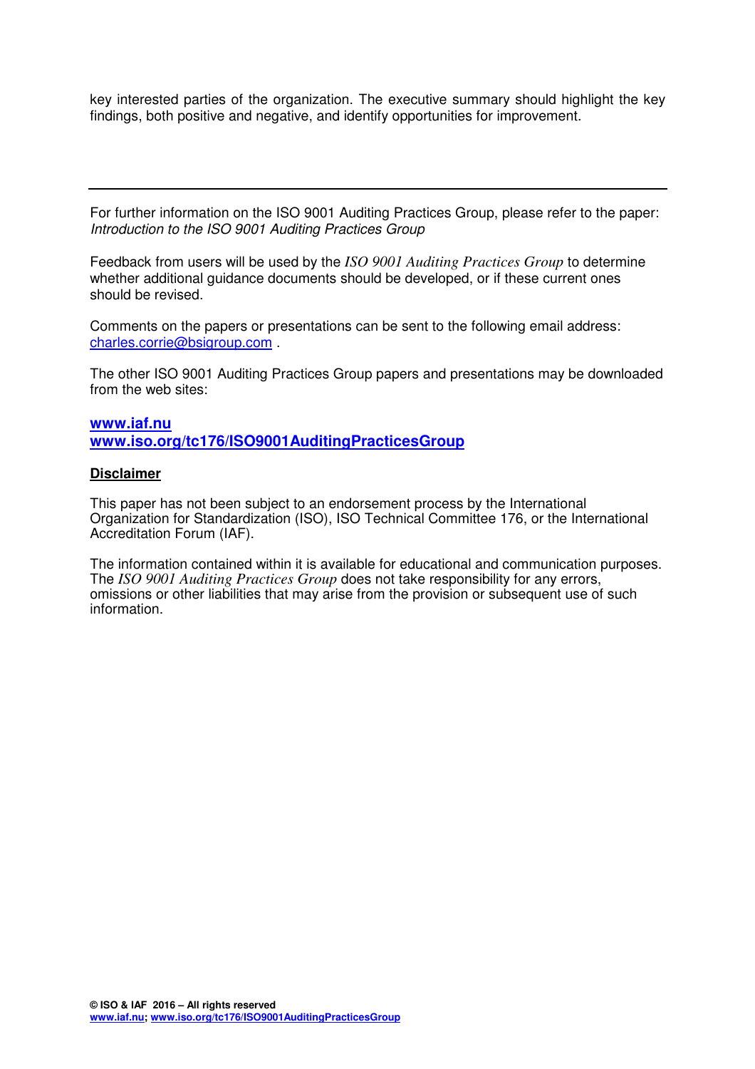key interested parties of the organization. The executive summary should highlight the key findings, both positive and negative, and identify opportunities for improvement.

---

For further information on the ISO 9001 Auditing Practices Group, please refer to the paper: *Introduction to the ISO 9001 Auditing Practices Group*

Feedback from users will be used by the *ISO 9001 Auditing Practices Group* to determine whether additional guidance documents should be developed, or if these current ones should be revised.

Comments on the papers or presentations can be sent to the following email address: charles.corrie@bsigroup.com .

The other ISO 9001 Auditing Practices Group papers and presentations may be downloaded from the web sites:

**www.iaf.nu**
**www.iso.org/tc176/ISO9001AuditingPracticesGroup**

**Disclaimer**

This paper has not been subject to an endorsement process by the International Organization for Standardization (ISO), ISO Technical Committee 176, or the International Accreditation Forum (IAF).

The information contained within it is available for educational and communication purposes. The *ISO 9001 Auditing Practices Group* does not take responsibility for any errors, omissions or other liabilities that may arise from the provision or subsequent use of such information.

**© ISO & IAF 2016 – All rights reserved**
**www.iaf.nu; www.iso.org/tc176/ISO9001AuditingPracticesGroup**